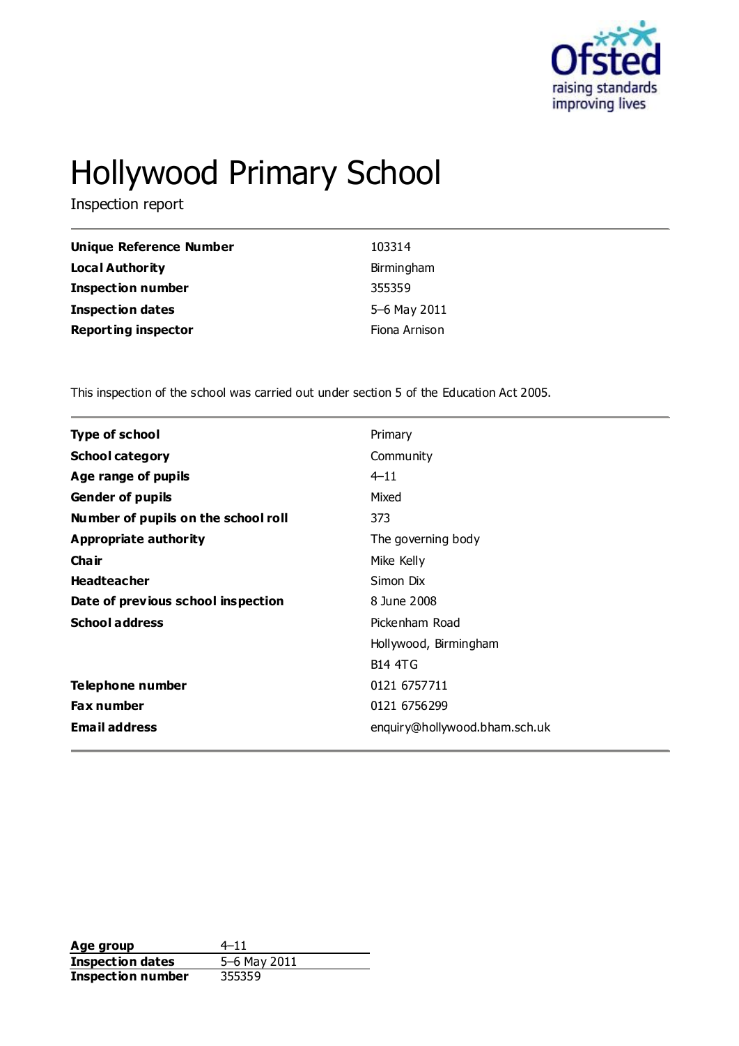# Hollywood Primary School

Inspection report

| | |
|---|---|
| **Unique Reference Number** | 103314 |
| **Local Authority** | Birmingham |
| **Inspection number** | 355359 |
| **Inspection dates** | 5–6 May 2011 |
| **Reporting inspector** | Fiona Arnison |

This inspection of the school was carried out under section 5 of the Education Act 2005.

| | |
|---|---|
| **Type of school** | Primary |
| **School category** | Community |
| **Age range of pupils** | 4–11 |
| **Gender of pupils** | Mixed |
| **Number of pupils on the school roll** | 373 |
| **Appropriate authority** | The governing body |
| **Chair** | Mike Kelly |
| **Headteacher** | Simon Dix |
| **Date of previous school inspection** | 8 June 2008 |
| **School address** | Pickenham Road<br>Hollywood, Birmingham<br>B14 4TG |
| **Telephone number** | 0121 6757711 |
| **Fax number** | 0121 6756299 |
| **Email address** | enquiry@hollywood.bham.sch.uk |

| | |
|---|---|
| **Age group** | 4–11 |
| **Inspection dates** | 5–6 May 2011 |
| **Inspection number** | 355359 |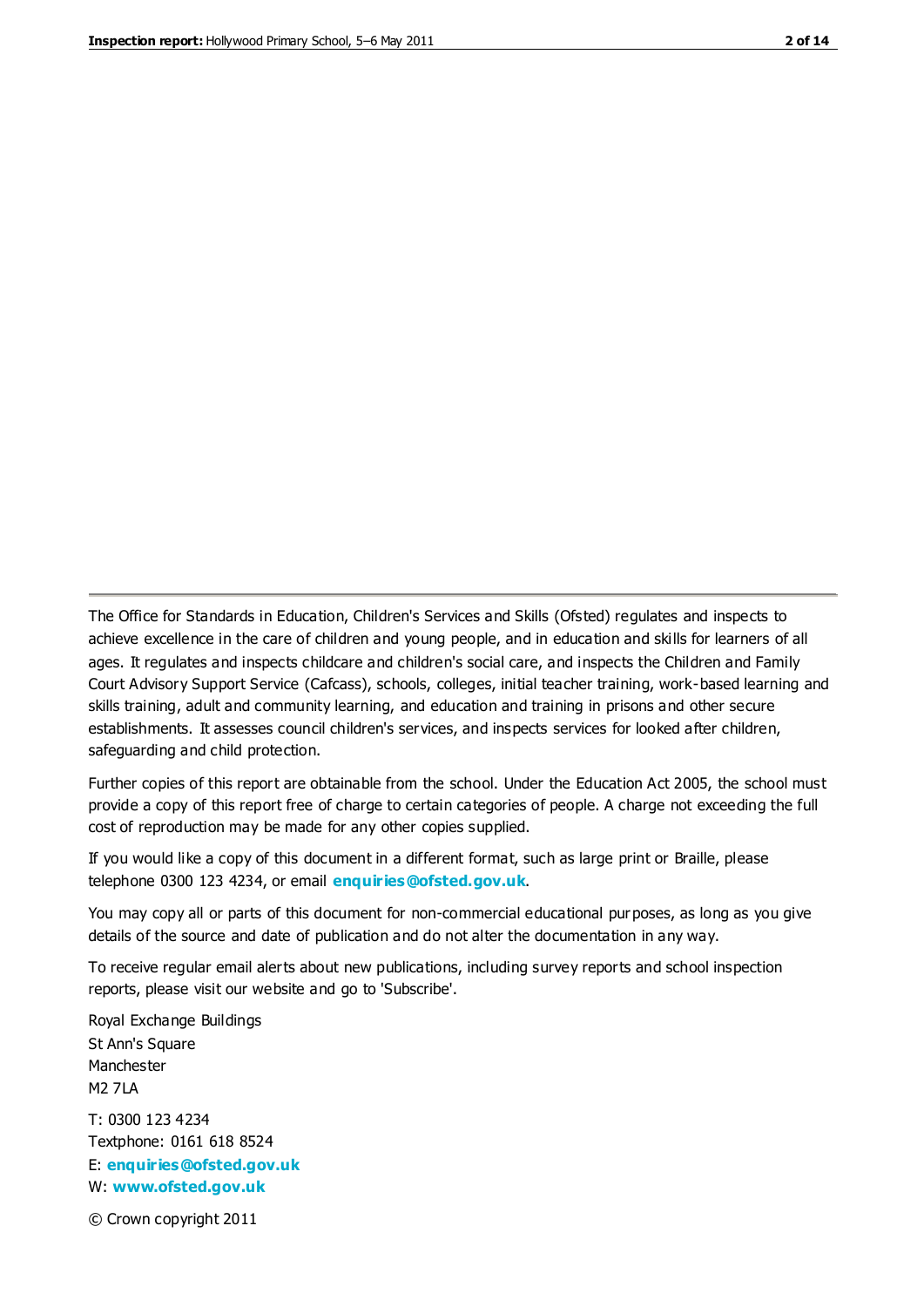The Office for Standards in Education, Children's Services and Skills (Ofsted) regulates and inspects to achieve excellence in the care of children and young people, and in education and skills for learners of all ages. It regulates and inspects childcare and children's social care, and inspects the Children and Family Court Advisory Support Service (Cafcass), schools, colleges, initial teacher training, work-based learning and skills training, adult and community learning, and education and training in prisons and other secure establishments. It assesses council children's services, and inspects services for looked after children, safeguarding and child protection.

Further copies of this report are obtainable from the school. Under the Education Act 2005, the school must provide a copy of this report free of charge to certain categories of people. A charge not exceeding the full cost of reproduction may be made for any other copies supplied.

If you would like a copy of this document in a different format, such as large print or Braille, please telephone 0300 123 4234, or email **enquiries@ofsted.gov.uk**.

You may copy all or parts of this document for non-commercial educational purposes, as long as you give details of the source and date of publication and do not alter the documentation in any way.

To receive regular email alerts about new publications, including survey reports and school inspection reports, please visit our website and go to 'Subscribe'.

Royal Exchange Buildings
St Ann's Square
Manchester
M2 7LA

T: 0300 123 4234
Textphone: 0161 618 8524
E: **enquiries@ofsted.gov.uk**
W: **www.ofsted.gov.uk**

© Crown copyright 2011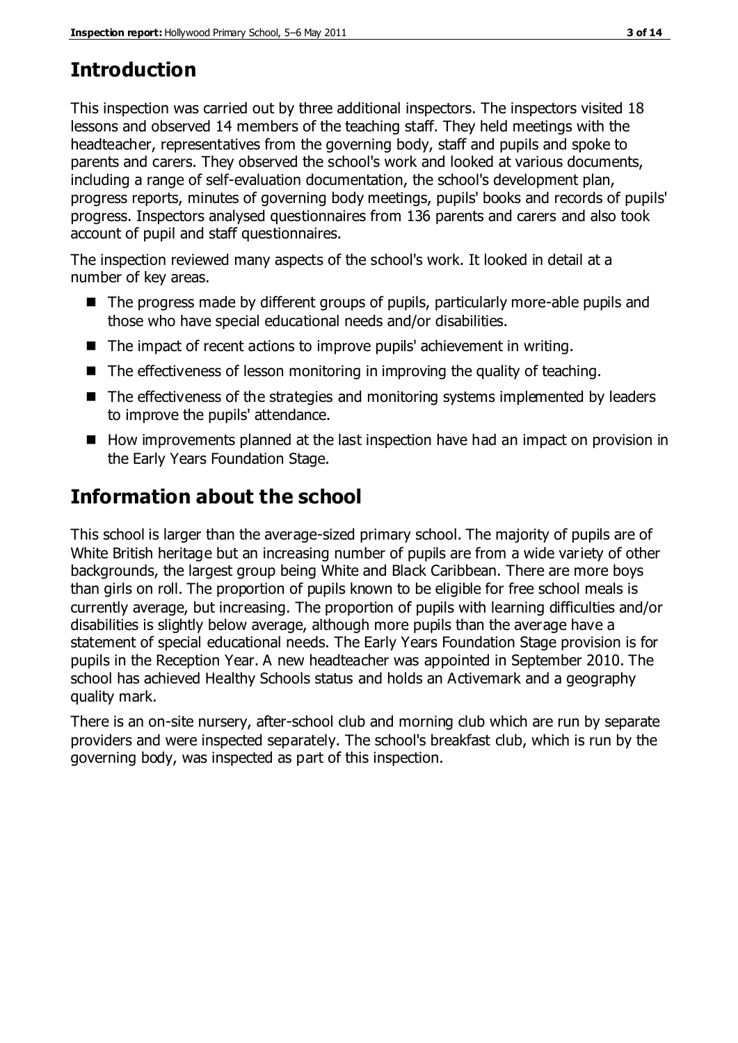## Introduction

This inspection was carried out by three additional inspectors. The inspectors visited 18 lessons and observed 14 members of the teaching staff. They held meetings with the headteacher, representatives from the governing body, staff and pupils and spoke to parents and carers. They observed the school's work and looked at various documents, including a range of self-evaluation documentation, the school's development plan, progress reports, minutes of governing body meetings, pupils' books and records of pupils' progress. Inspectors analysed questionnaires from 136 parents and carers and also took account of pupil and staff questionnaires.

The inspection reviewed many aspects of the school's work. It looked in detail at a number of key areas.

- The progress made by different groups of pupils, particularly more-able pupils and those who have special educational needs and/or disabilities.
- The impact of recent actions to improve pupils' achievement in writing.
- The effectiveness of lesson monitoring in improving the quality of teaching.
- The effectiveness of the strategies and monitoring systems implemented by leaders to improve the pupils' attendance.
- How improvements planned at the last inspection have had an impact on provision in the Early Years Foundation Stage.

## Information about the school

This school is larger than the average-sized primary school. The majority of pupils are of White British heritage but an increasing number of pupils are from a wide variety of other backgrounds, the largest group being White and Black Caribbean. There are more boys than girls on roll. The proportion of pupils known to be eligible for free school meals is currently average, but increasing. The proportion of pupils with learning difficulties and/or disabilities is slightly below average, although more pupils than the average have a statement of special educational needs. The Early Years Foundation Stage provision is for pupils in the Reception Year. A new headteacher was appointed in September 2010. The school has achieved Healthy Schools status and holds an Activemark and a geography quality mark.

There is an on-site nursery, after-school club and morning club which are run by separate providers and were inspected separately. The school's breakfast club, which is run by the governing body, was inspected as part of this inspection.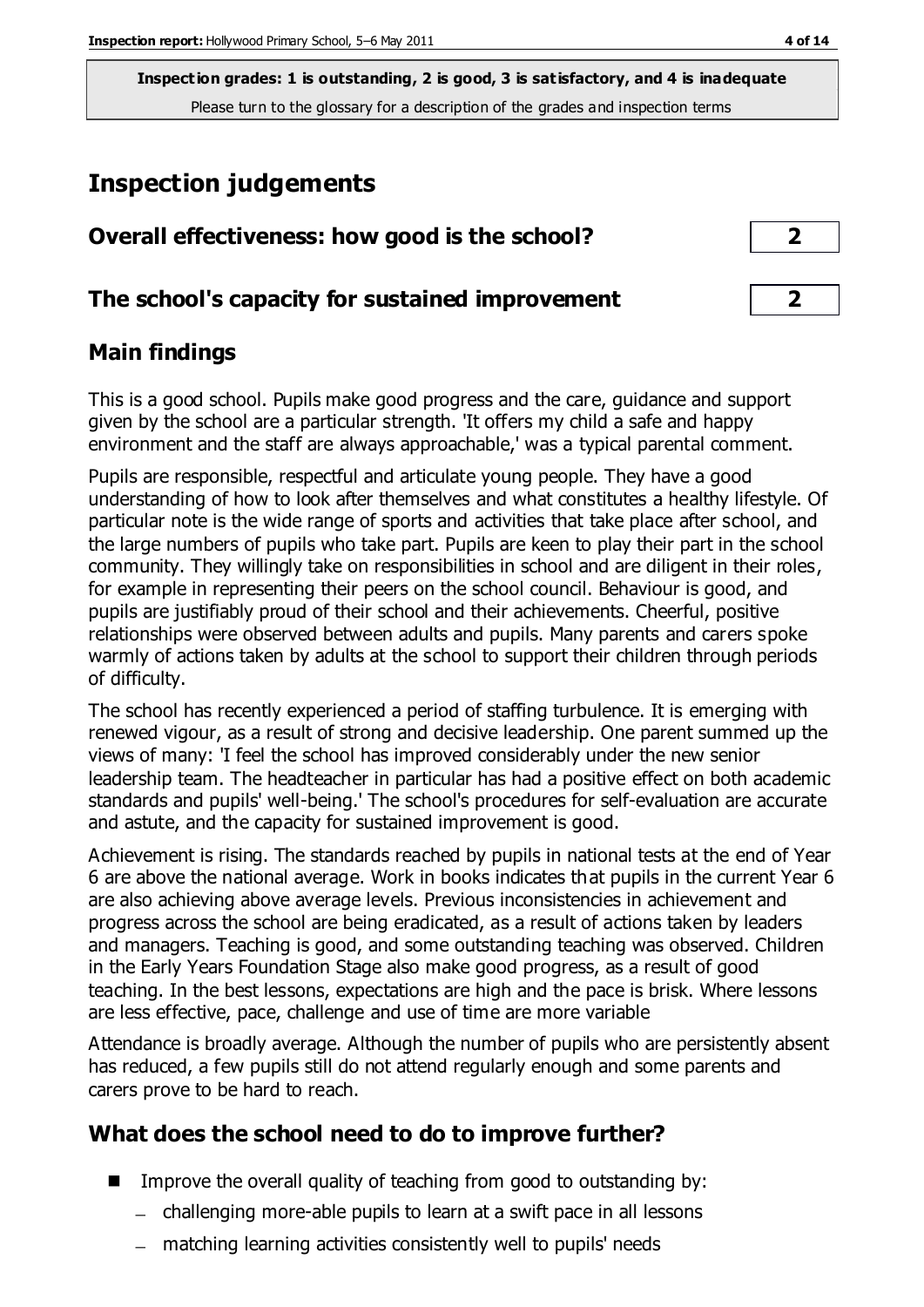**Inspection grades: 1 is outstanding, 2 is good, 3 is satisfactory, and 4 is inadequate**
Please turn to the glossary for a description of the grades and inspection terms

# Inspection judgements

| | |
|---|---|
| **Overall effectiveness: how good is the school?** | **2** |
| **The school's capacity for sustained improvement** | **2** |

## Main findings

This is a good school. Pupils make good progress and the care, guidance and support given by the school are a particular strength. 'It offers my child a safe and happy environment and the staff are always approachable,' was a typical parental comment.

Pupils are responsible, respectful and articulate young people. They have a good understanding of how to look after themselves and what constitutes a healthy lifestyle. Of particular note is the wide range of sports and activities that take place after school, and the large numbers of pupils who take part. Pupils are keen to play their part in the school community. They willingly take on responsibilities in school and are diligent in their roles, for example in representing their peers on the school council. Behaviour is good, and pupils are justifiably proud of their school and their achievements. Cheerful, positive relationships were observed between adults and pupils. Many parents and carers spoke warmly of actions taken by adults at the school to support their children through periods of difficulty.

The school has recently experienced a period of staffing turbulence. It is emerging with renewed vigour, as a result of strong and decisive leadership. One parent summed up the views of many: 'I feel the school has improved considerably under the new senior leadership team. The headteacher in particular has had a positive effect on both academic standards and pupils' well-being.' The school's procedures for self-evaluation are accurate and astute, and the capacity for sustained improvement is good.

Achievement is rising. The standards reached by pupils in national tests at the end of Year 6 are above the national average. Work in books indicates that pupils in the current Year 6 are also achieving above average levels. Previous inconsistencies in achievement and progress across the school are being eradicated, as a result of actions taken by leaders and managers. Teaching is good, and some outstanding teaching was observed. Children in the Early Years Foundation Stage also make good progress, as a result of good teaching. In the best lessons, expectations are high and the pace is brisk. Where lessons are less effective, pace, challenge and use of time are more variable

Attendance is broadly average. Although the number of pupils who are persistently absent has reduced, a few pupils still do not attend regularly enough and some parents and carers prove to be hard to reach.

## What does the school need to do to improve further?

- Improve the overall quality of teaching from good to outstanding by:
  - challenging more-able pupils to learn at a swift pace in all lessons
  - matching learning activities consistently well to pupils' needs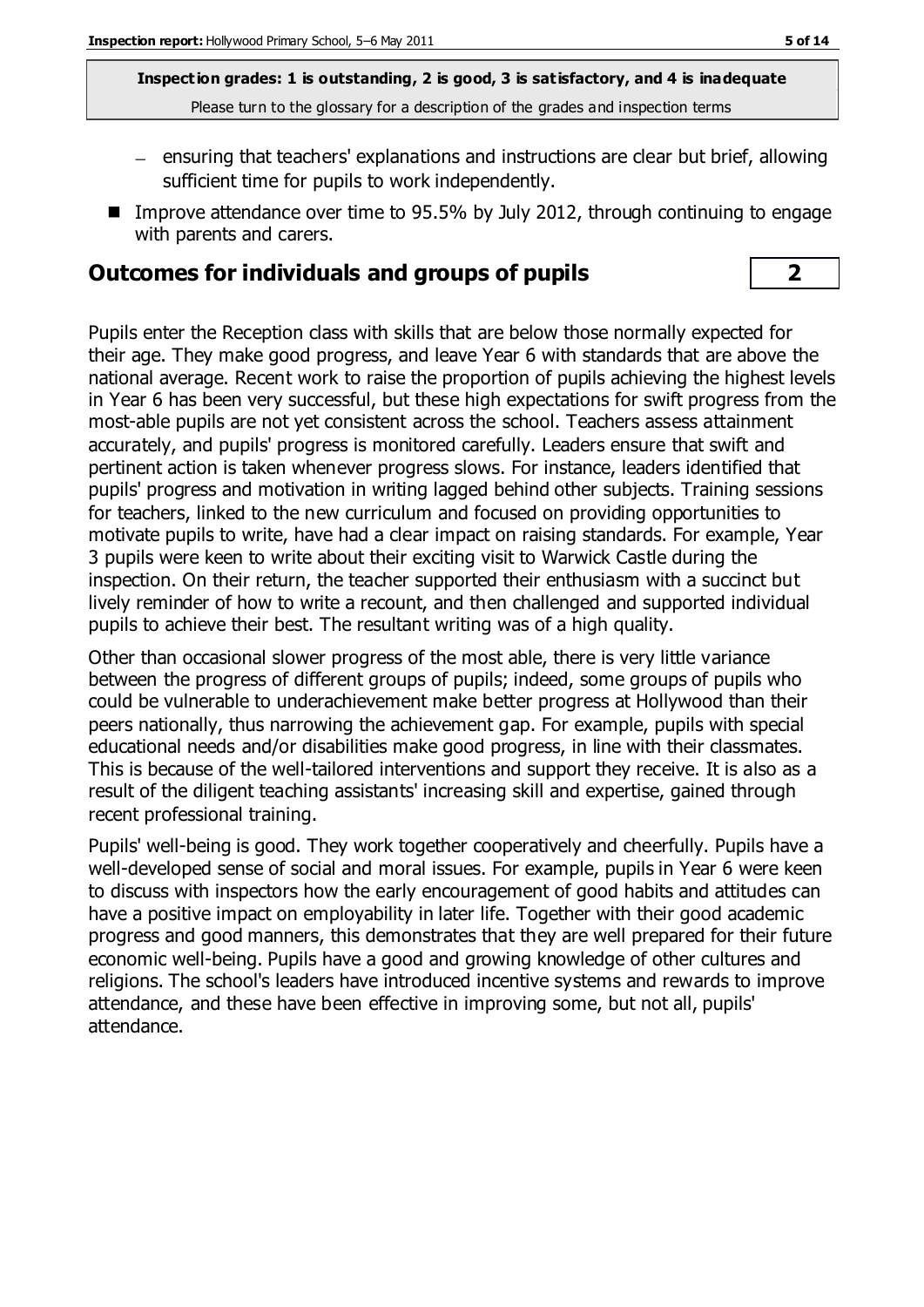**Inspection grades: 1 is outstanding, 2 is good, 3 is satisfactory, and 4 is inadequate**
Please turn to the glossary for a description of the grades and inspection terms

- ensuring that teachers' explanations and instructions are clear but brief, allowing sufficient time for pupils to work independently.

- Improve attendance over time to 95.5% by July 2012, through continuing to engage with parents and carers.

## Outcomes for individuals and groups of pupils — 2

Pupils enter the Reception class with skills that are below those normally expected for their age. They make good progress, and leave Year 6 with standards that are above the national average. Recent work to raise the proportion of pupils achieving the highest levels in Year 6 has been very successful, but these high expectations for swift progress from the most-able pupils are not yet consistent across the school. Teachers assess attainment accurately, and pupils' progress is monitored carefully. Leaders ensure that swift and pertinent action is taken whenever progress slows. For instance, leaders identified that pupils' progress and motivation in writing lagged behind other subjects. Training sessions for teachers, linked to the new curriculum and focused on providing opportunities to motivate pupils to write, have had a clear impact on raising standards. For example, Year 3 pupils were keen to write about their exciting visit to Warwick Castle during the inspection. On their return, the teacher supported their enthusiasm with a succinct but lively reminder of how to write a recount, and then challenged and supported individual pupils to achieve their best. The resultant writing was of a high quality.

Other than occasional slower progress of the most able, there is very little variance between the progress of different groups of pupils; indeed, some groups of pupils who could be vulnerable to underachievement make better progress at Hollywood than their peers nationally, thus narrowing the achievement gap. For example, pupils with special educational needs and/or disabilities make good progress, in line with their classmates. This is because of the well-tailored interventions and support they receive. It is also as a result of the diligent teaching assistants' increasing skill and expertise, gained through recent professional training.

Pupils' well-being is good. They work together cooperatively and cheerfully. Pupils have a well-developed sense of social and moral issues. For example, pupils in Year 6 were keen to discuss with inspectors how the early encouragement of good habits and attitudes can have a positive impact on employability in later life. Together with their good academic progress and good manners, this demonstrates that they are well prepared for their future economic well-being. Pupils have a good and growing knowledge of other cultures and religions. The school's leaders have introduced incentive systems and rewards to improve attendance, and these have been effective in improving some, but not all, pupils' attendance.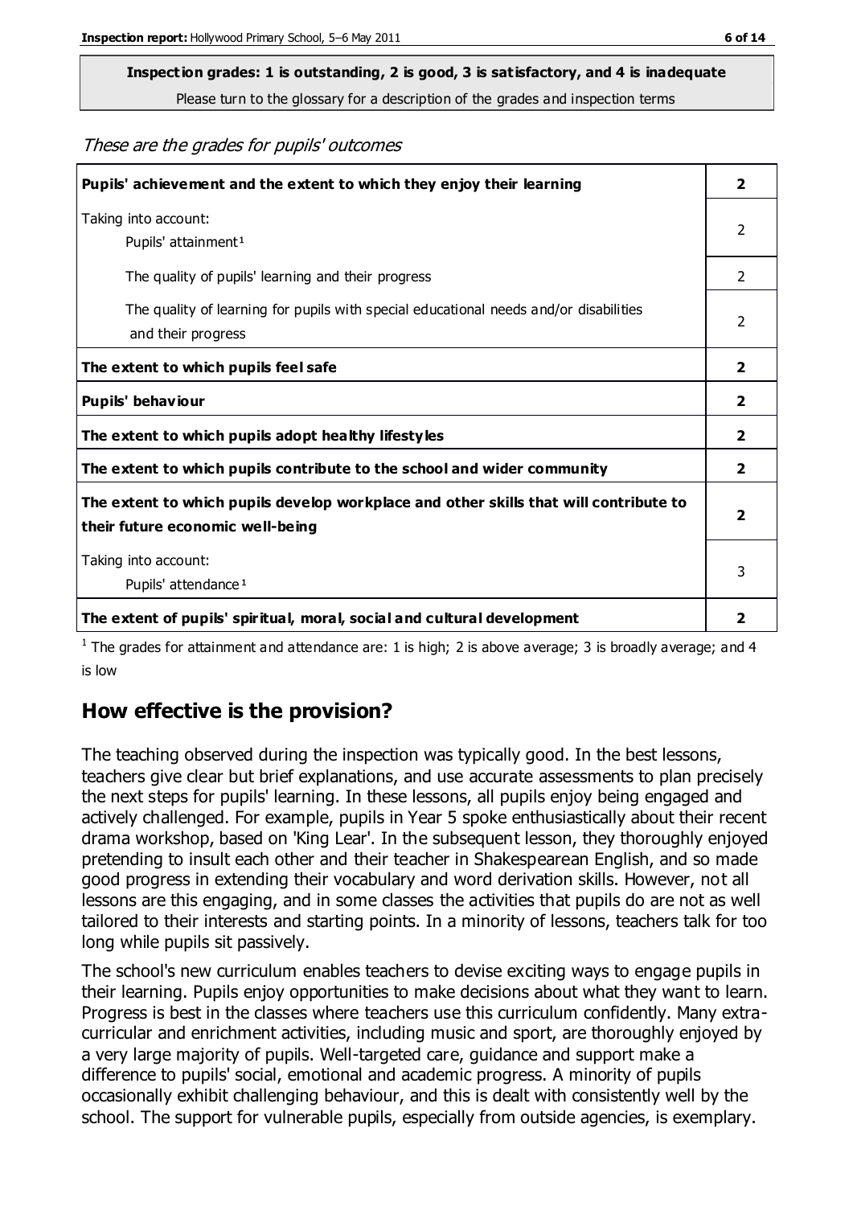**Inspection grades: 1 is outstanding, 2 is good, 3 is satisfactory, and 4 is inadequate**

Please turn to the glossary for a description of the grades and inspection terms

*These are the grades for pupils' outcomes*

| | |
|---|---|
| **Pupils' achievement and the extent to which they enjoy their learning** | **2** |
| Taking into account: Pupils' attainment[1] | 2 |
| The quality of pupils' learning and their progress | 2 |
| The quality of learning for pupils with special educational needs and/or disabilities and their progress | 2 |
| **The extent to which pupils feel safe** | **2** |
| **Pupils' behaviour** | **2** |
| **The extent to which pupils adopt healthy lifestyles** | **2** |
| **The extent to which pupils contribute to the school and wider community** | **2** |
| **The extent to which pupils develop workplace and other skills that will contribute to their future economic well-being** | **2** |
| Taking into account: Pupils' attendance[1] | 3 |
| **The extent of pupils' spiritual, moral, social and cultural development** | **2** |

[1] The grades for attainment and attendance are: 1 is high; 2 is above average; 3 is broadly average; and 4 is low

## How effective is the provision?

The teaching observed during the inspection was typically good. In the best lessons, teachers give clear but brief explanations, and use accurate assessments to plan precisely the next steps for pupils' learning. In these lessons, all pupils enjoy being engaged and actively challenged. For example, pupils in Year 5 spoke enthusiastically about their recent drama workshop, based on 'King Lear'. In the subsequent lesson, they thoroughly enjoyed pretending to insult each other and their teacher in Shakespearean English, and so made good progress in extending their vocabulary and word derivation skills. However, not all lessons are this engaging, and in some classes the activities that pupils do are not as well tailored to their interests and starting points. In a minority of lessons, teachers talk for too long while pupils sit passively.

The school's new curriculum enables teachers to devise exciting ways to engage pupils in their learning. Pupils enjoy opportunities to make decisions about what they want to learn. Progress is best in the classes where teachers use this curriculum confidently. Many extra-curricular and enrichment activities, including music and sport, are thoroughly enjoyed by a very large majority of pupils. Well-targeted care, guidance and support make a difference to pupils' social, emotional and academic progress. A minority of pupils occasionally exhibit challenging behaviour, and this is dealt with consistently well by the school. The support for vulnerable pupils, especially from outside agencies, is exemplary.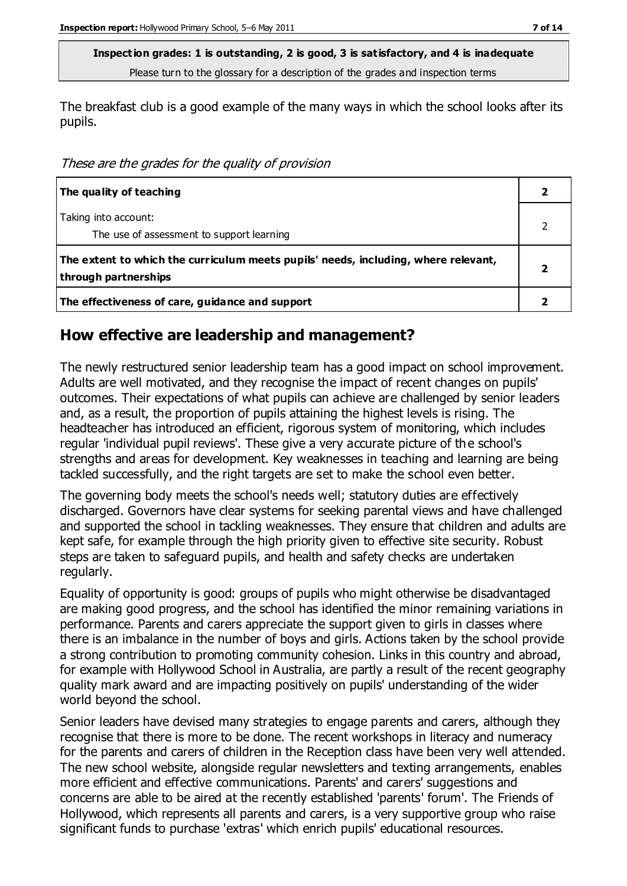**Inspection grades: 1 is outstanding, 2 is good, 3 is satisfactory, and 4 is inadequate**
Please turn to the glossary for a description of the grades and inspection terms

The breakfast club is a good example of the many ways in which the school looks after its pupils.

*These are the grades for the quality of provision*

| | |
|---|---|
| **The quality of teaching** | **2** |
| Taking into account:<br>The use of assessment to support learning | 2 |
| **The extent to which the curriculum meets pupils' needs, including, where relevant, through partnerships** | **2** |
| **The effectiveness of care, guidance and support** | **2** |

## How effective are leadership and management?

The newly restructured senior leadership team has a good impact on school improvement. Adults are well motivated, and they recognise the impact of recent changes on pupils' outcomes. Their expectations of what pupils can achieve are challenged by senior leaders and, as a result, the proportion of pupils attaining the highest levels is rising. The headteacher has introduced an efficient, rigorous system of monitoring, which includes regular 'individual pupil reviews'. These give a very accurate picture of the school's strengths and areas for development. Key weaknesses in teaching and learning are being tackled successfully, and the right targets are set to make the school even better.

The governing body meets the school's needs well; statutory duties are effectively discharged. Governors have clear systems for seeking parental views and have challenged and supported the school in tackling weaknesses. They ensure that children and adults are kept safe, for example through the high priority given to effective site security. Robust steps are taken to safeguard pupils, and health and safety checks are undertaken regularly.

Equality of opportunity is good: groups of pupils who might otherwise be disadvantaged are making good progress, and the school has identified the minor remaining variations in performance. Parents and carers appreciate the support given to girls in classes where there is an imbalance in the number of boys and girls. Actions taken by the school provide a strong contribution to promoting community cohesion. Links in this country and abroad, for example with Hollywood School in Australia, are partly a result of the recent geography quality mark award and are impacting positively on pupils' understanding of the wider world beyond the school.

Senior leaders have devised many strategies to engage parents and carers, although they recognise that there is more to be done. The recent workshops in literacy and numeracy for the parents and carers of children in the Reception class have been very well attended. The new school website, alongside regular newsletters and texting arrangements, enables more efficient and effective communications. Parents' and carers' suggestions and concerns are able to be aired at the recently established 'parents' forum'. The Friends of Hollywood, which represents all parents and carers, is a very supportive group who raise significant funds to purchase 'extras' which enrich pupils' educational resources.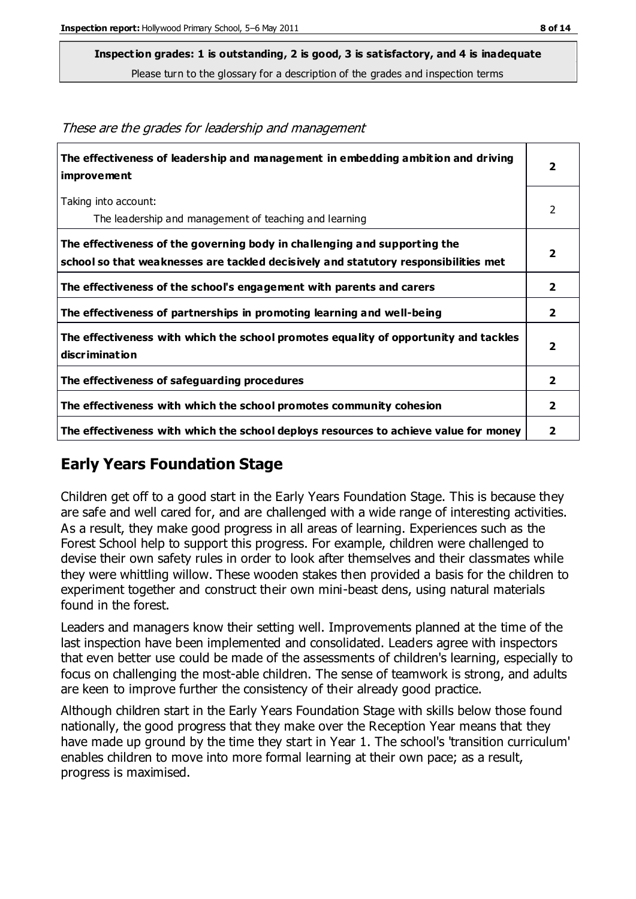**Inspection grades: 1 is outstanding, 2 is good, 3 is satisfactory, and 4 is inadequate**

Please turn to the glossary for a description of the grades and inspection terms

*These are the grades for leadership and management*

| | |
|---|---|
| **The effectiveness of leadership and management in embedding ambition and driving improvement** | **2** |
| Taking into account: The leadership and management of teaching and learning | 2 |
| **The effectiveness of the governing body in challenging and supporting the school so that weaknesses are tackled decisively and statutory responsibilities met** | **2** |
| **The effectiveness of the school's engagement with parents and carers** | **2** |
| **The effectiveness of partnerships in promoting learning and well-being** | **2** |
| **The effectiveness with which the school promotes equality of opportunity and tackles discrimination** | **2** |
| **The effectiveness of safeguarding procedures** | **2** |
| **The effectiveness with which the school promotes community cohesion** | **2** |
| **The effectiveness with which the school deploys resources to achieve value for money** | **2** |

## Early Years Foundation Stage

Children get off to a good start in the Early Years Foundation Stage. This is because they are safe and well cared for, and are challenged with a wide range of interesting activities. As a result, they make good progress in all areas of learning. Experiences such as the Forest School help to support this progress. For example, children were challenged to devise their own safety rules in order to look after themselves and their classmates while they were whittling willow. These wooden stakes then provided a basis for the children to experiment together and construct their own mini-beast dens, using natural materials found in the forest.

Leaders and managers know their setting well. Improvements planned at the time of the last inspection have been implemented and consolidated. Leaders agree with inspectors that even better use could be made of the assessments of children's learning, especially to focus on challenging the most-able children. The sense of teamwork is strong, and adults are keen to improve further the consistency of their already good practice.

Although children start in the Early Years Foundation Stage with skills below those found nationally, the good progress that they make over the Reception Year means that they have made up ground by the time they start in Year 1. The school's 'transition curriculum' enables children to move into more formal learning at their own pace; as a result, progress is maximised.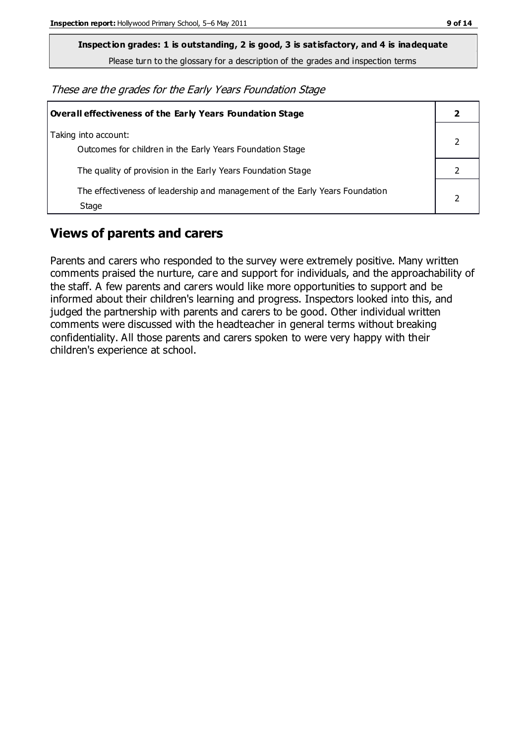**Inspection grades: 1 is outstanding, 2 is good, 3 is satisfactory, and 4 is inadequate**

Please turn to the glossary for a description of the grades and inspection terms

*These are the grades for the Early Years Foundation Stage*

| **Overall effectiveness of the Early Years Foundation Stage** | **2** |
|---|---|
| Taking into account:<br>Outcomes for children in the Early Years Foundation Stage | 2 |
| The quality of provision in the Early Years Foundation Stage | 2 |
| The effectiveness of leadership and management of the Early Years Foundation Stage | 2 |

## Views of parents and carers

Parents and carers who responded to the survey were extremely positive. Many written comments praised the nurture, care and support for individuals, and the approachability of the staff. A few parents and carers would like more opportunities to support and be informed about their children's learning and progress. Inspectors looked into this, and judged the partnership with parents and carers to be good. Other individual written comments were discussed with the headteacher in general terms without breaking confidentiality. All those parents and carers spoken to were very happy with their children's experience at school.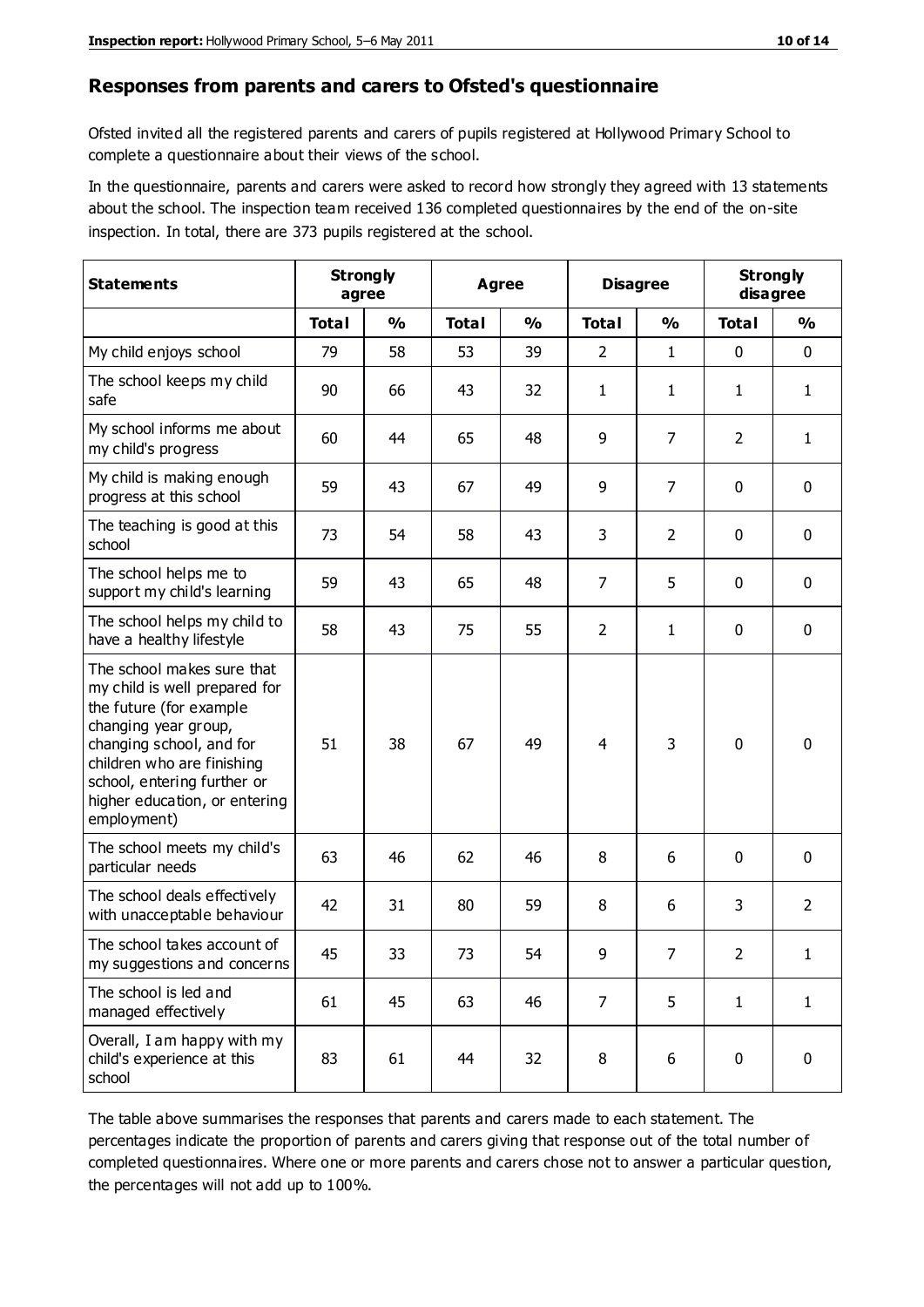## Responses from parents and carers to Ofsted's questionnaire

Ofsted invited all the registered parents and carers of pupils registered at Hollywood Primary School to complete a questionnaire about their views of the school.

In the questionnaire, parents and carers were asked to record how strongly they agreed with 13 statements about the school. The inspection team received 136 completed questionnaires by the end of the on-site inspection. In total, there are 373 pupils registered at the school.

| Statements | Strongly agree | | Agree | | Disagree | | Strongly disagree | |
|---|---|---|---|---|---|---|---|---|
| | Total | % | Total | % | Total | % | Total | % |
| My child enjoys school | 79 | 58 | 53 | 39 | 2 | 1 | 0 | 0 |
| The school keeps my child safe | 90 | 66 | 43 | 32 | 1 | 1 | 1 | 1 |
| My school informs me about my child's progress | 60 | 44 | 65 | 48 | 9 | 7 | 2 | 1 |
| My child is making enough progress at this school | 59 | 43 | 67 | 49 | 9 | 7 | 0 | 0 |
| The teaching is good at this school | 73 | 54 | 58 | 43 | 3 | 2 | 0 | 0 |
| The school helps me to support my child's learning | 59 | 43 | 65 | 48 | 7 | 5 | 0 | 0 |
| The school helps my child to have a healthy lifestyle | 58 | 43 | 75 | 55 | 2 | 1 | 0 | 0 |
| The school makes sure that my child is well prepared for the future (for example changing year group, changing school, and for children who are finishing school, entering further or higher education, or entering employment) | 51 | 38 | 67 | 49 | 4 | 3 | 0 | 0 |
| The school meets my child's particular needs | 63 | 46 | 62 | 46 | 8 | 6 | 0 | 0 |
| The school deals effectively with unacceptable behaviour | 42 | 31 | 80 | 59 | 8 | 6 | 3 | 2 |
| The school takes account of my suggestions and concerns | 45 | 33 | 73 | 54 | 9 | 7 | 2 | 1 |
| The school is led and managed effectively | 61 | 45 | 63 | 46 | 7 | 5 | 1 | 1 |
| Overall, I am happy with my child's experience at this school | 83 | 61 | 44 | 32 | 8 | 6 | 0 | 0 |

The table above summarises the responses that parents and carers made to each statement. The percentages indicate the proportion of parents and carers giving that response out of the total number of completed questionnaires. Where one or more parents and carers chose not to answer a particular question, the percentages will not add up to 100%.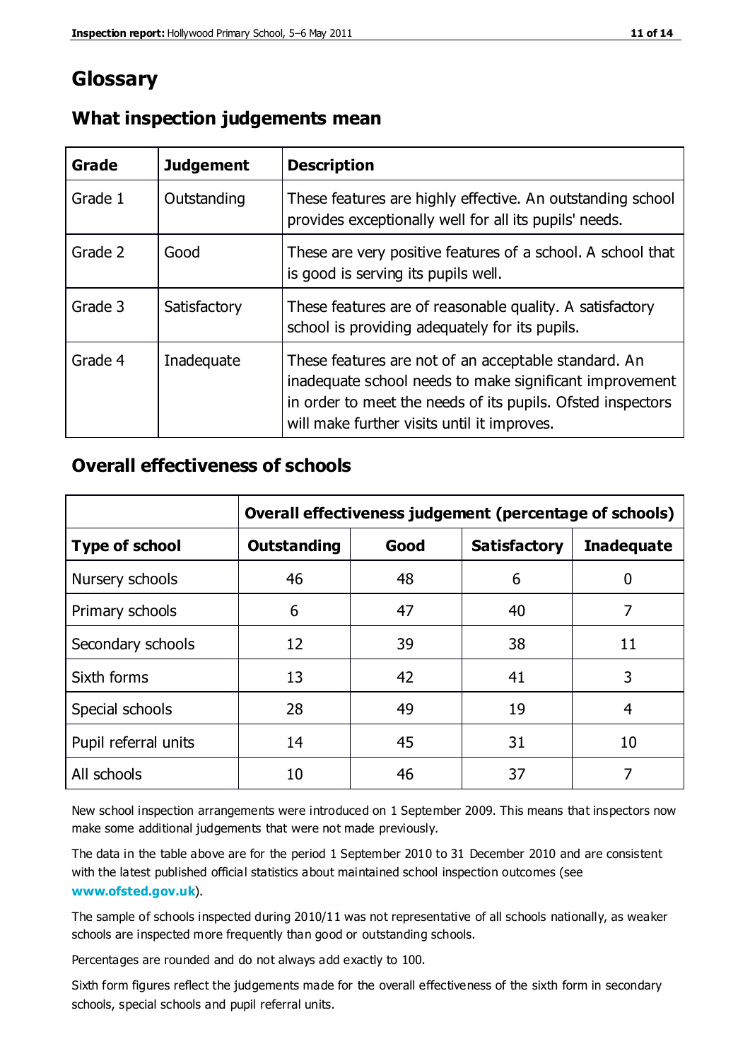# Glossary

## What inspection judgements mean

| Grade | Judgement | Description |
|---|---|---|
| Grade 1 | Outstanding | These features are highly effective. An outstanding school provides exceptionally well for all its pupils' needs. |
| Grade 2 | Good | These are very positive features of a school. A school that is good is serving its pupils well. |
| Grade 3 | Satisfactory | These features are of reasonable quality. A satisfactory school is providing adequately for its pupils. |
| Grade 4 | Inadequate | These features are not of an acceptable standard. An inadequate school needs to make significant improvement in order to meet the needs of its pupils. Ofsted inspectors will make further visits until it improves. |

## Overall effectiveness of schools

| | Overall effectiveness judgement (percentage of schools) | | | |
|---|---|---|---|---|
| **Type of school** | **Outstanding** | **Good** | **Satisfactory** | **Inadequate** |
| Nursery schools | 46 | 48 | 6 | 0 |
| Primary schools | 6 | 47 | 40 | 7 |
| Secondary schools | 12 | 39 | 38 | 11 |
| Sixth forms | 13 | 42 | 41 | 3 |
| Special schools | 28 | 49 | 19 | 4 |
| Pupil referral units | 14 | 45 | 31 | 10 |
| All schools | 10 | 46 | 37 | 7 |

New school inspection arrangements were introduced on 1 September 2009. This means that inspectors now make some additional judgements that were not made previously.

The data in the table above are for the period 1 September 2010 to 31 December 2010 and are consistent with the latest published official statistics about maintained school inspection outcomes (see **www.ofsted.gov.uk**).

The sample of schools inspected during 2010/11 was not representative of all schools nationally, as weaker schools are inspected more frequently than good or outstanding schools.

Percentages are rounded and do not always add exactly to 100.

Sixth form figures reflect the judgements made for the overall effectiveness of the sixth form in secondary schools, special schools and pupil referral units.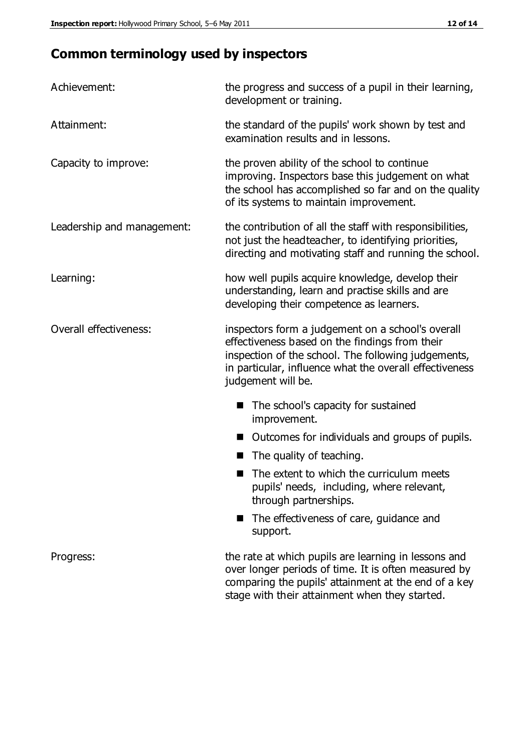## Common terminology used by inspectors

| | |
|---|---|
| Achievement: | the progress and success of a pupil in their learning, development or training. |
| Attainment: | the standard of the pupils' work shown by test and examination results and in lessons. |
| Capacity to improve: | the proven ability of the school to continue improving. Inspectors base this judgement on what the school has accomplished so far and on the quality of its systems to maintain improvement. |
| Leadership and management: | the contribution of all the staff with responsibilities, not just the headteacher, to identifying priorities, directing and motivating staff and running the school. |
| Learning: | how well pupils acquire knowledge, develop their understanding, learn and practise skills and are developing their competence as learners. |
| Overall effectiveness: | inspectors form a judgement on a school's overall effectiveness based on the findings from their inspection of the school. The following judgements, in particular, influence what the overall effectiveness judgement will be. |

- The school's capacity for sustained improvement.
- Outcomes for individuals and groups of pupils.
- The quality of teaching.
- The extent to which the curriculum meets pupils' needs, including, where relevant, through partnerships.
- The effectiveness of care, guidance and support.

| | |
|---|---|
| Progress: | the rate at which pupils are learning in lessons and over longer periods of time. It is often measured by comparing the pupils' attainment at the end of a key stage with their attainment when they started. |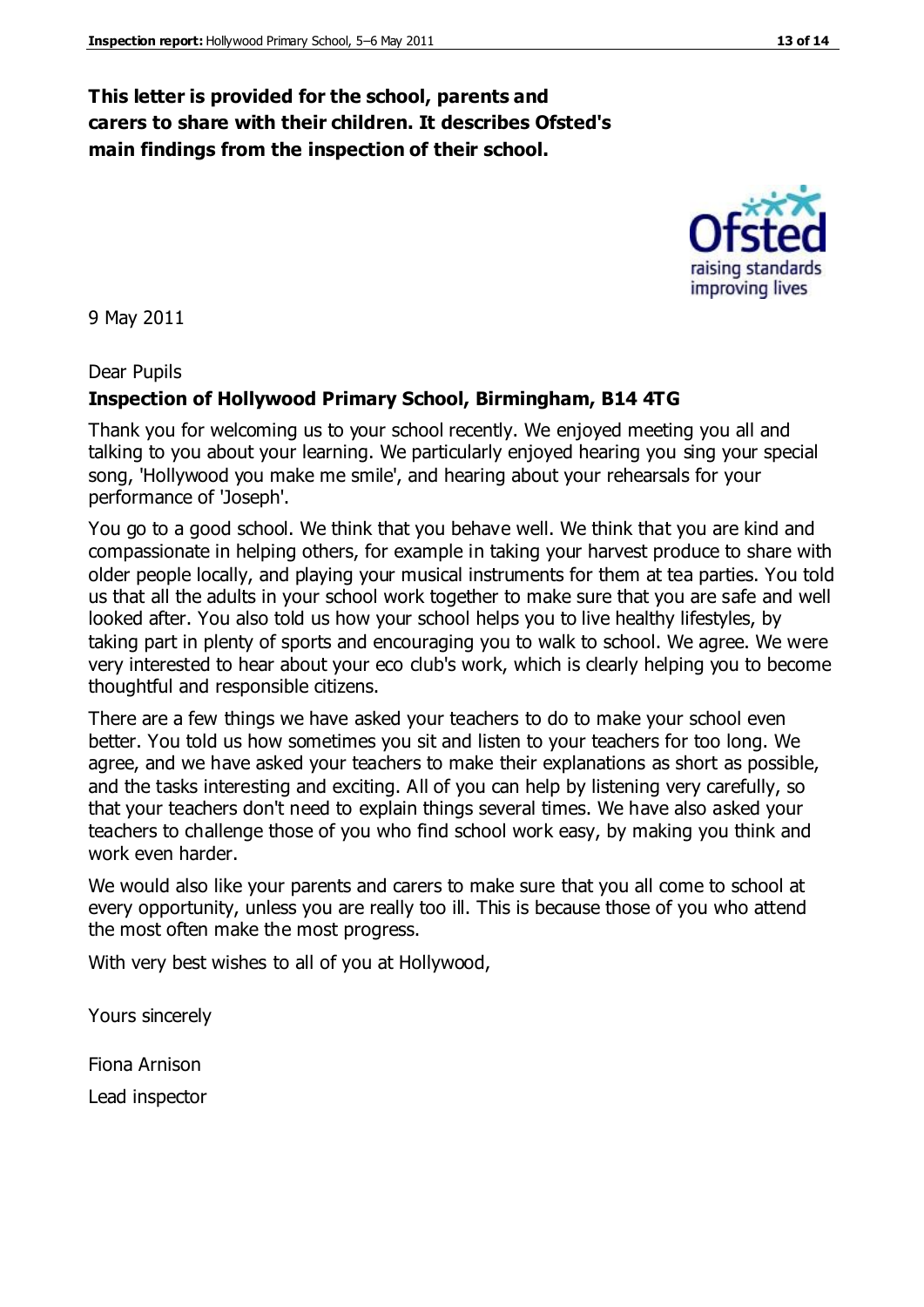**This letter is provided for the school, parents and carers to share with their children. It describes Ofsted's main findings from the inspection of their school.**

9 May 2011

Dear Pupils

**Inspection of Hollywood Primary School, Birmingham, B14 4TG**

Thank you for welcoming us to your school recently. We enjoyed meeting you all and talking to you about your learning. We particularly enjoyed hearing you sing your special song, 'Hollywood you make me smile', and hearing about your rehearsals for your performance of 'Joseph'.

You go to a good school. We think that you behave well. We think that you are kind and compassionate in helping others, for example in taking your harvest produce to share with older people locally, and playing your musical instruments for them at tea parties. You told us that all the adults in your school work together to make sure that you are safe and well looked after. You also told us how your school helps you to live healthy lifestyles, by taking part in plenty of sports and encouraging you to walk to school. We agree. We were very interested to hear about your eco club's work, which is clearly helping you to become thoughtful and responsible citizens.

There are a few things we have asked your teachers to do to make your school even better. You told us how sometimes you sit and listen to your teachers for too long. We agree, and we have asked your teachers to make their explanations as short as possible, and the tasks interesting and exciting. All of you can help by listening very carefully, so that your teachers don't need to explain things several times. We have also asked your teachers to challenge those of you who find school work easy, by making you think and work even harder.

We would also like your parents and carers to make sure that you all come to school at every opportunity, unless you are really too ill. This is because those of you who attend the most often make the most progress.

With very best wishes to all of you at Hollywood,

Yours sincerely

Fiona Arnison

Lead inspector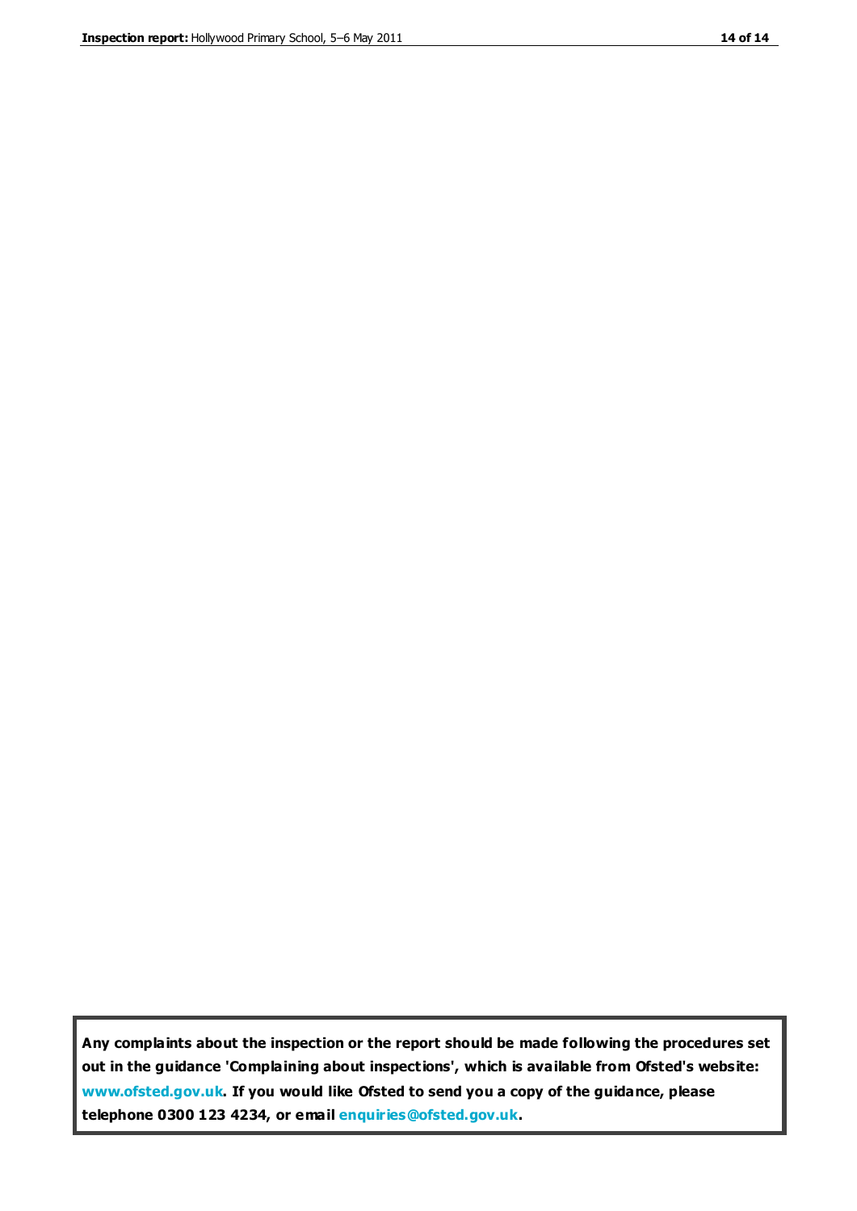**Any complaints about the inspection or the report should be made following the procedures set out in the guidance 'Complaining about inspections', which is available from Ofsted's website: www.ofsted.gov.uk. If you would like Ofsted to send you a copy of the guidance, please telephone 0300 123 4234, or email enquiries@ofsted.gov.uk.**